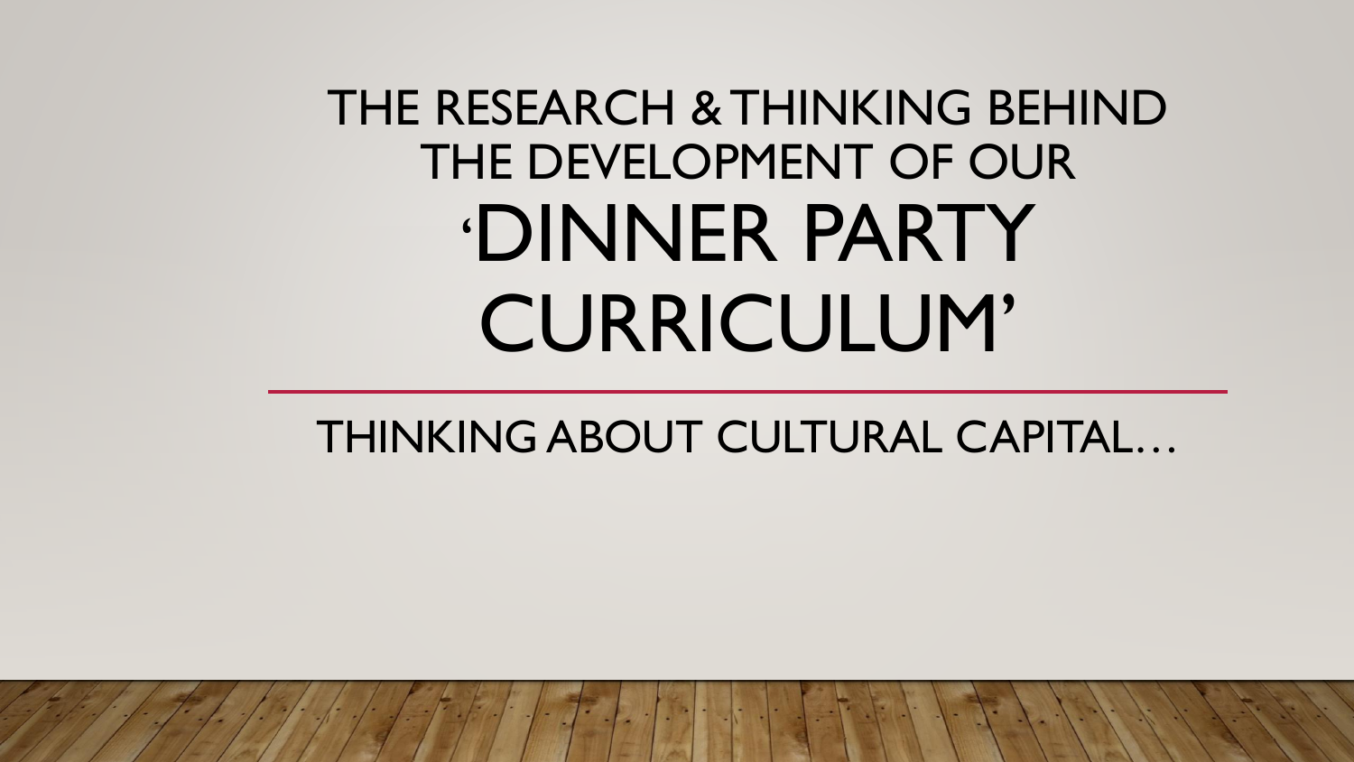# THE RESEARCH & THINKING BEHIND THE DEVELOPMENT OF OUR 'DINNER PARTY CURRICULUM'

THINKING ABOUT CULTURAL CAPITAL…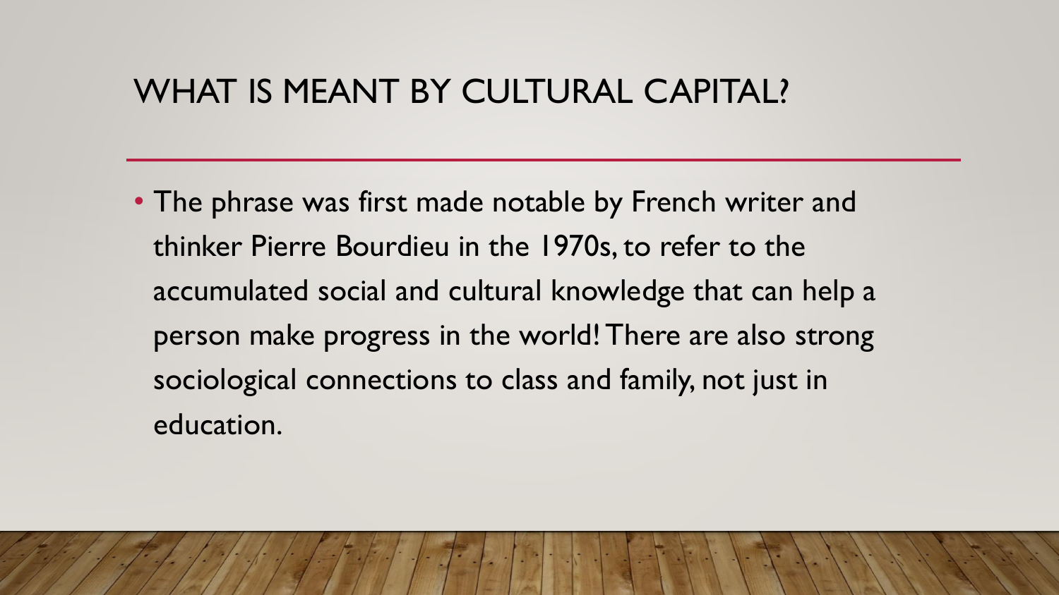# WHAT IS MEANT BY CULTURAL CAPITAL?

- The phrase was first made notable by French writer and thinker Pierre Bourdieu in the 1970s, to refer to the accumulated social and cultural knowledge that can help a person make progress in the world! There are also strong sociological connections to class and family, not just in education.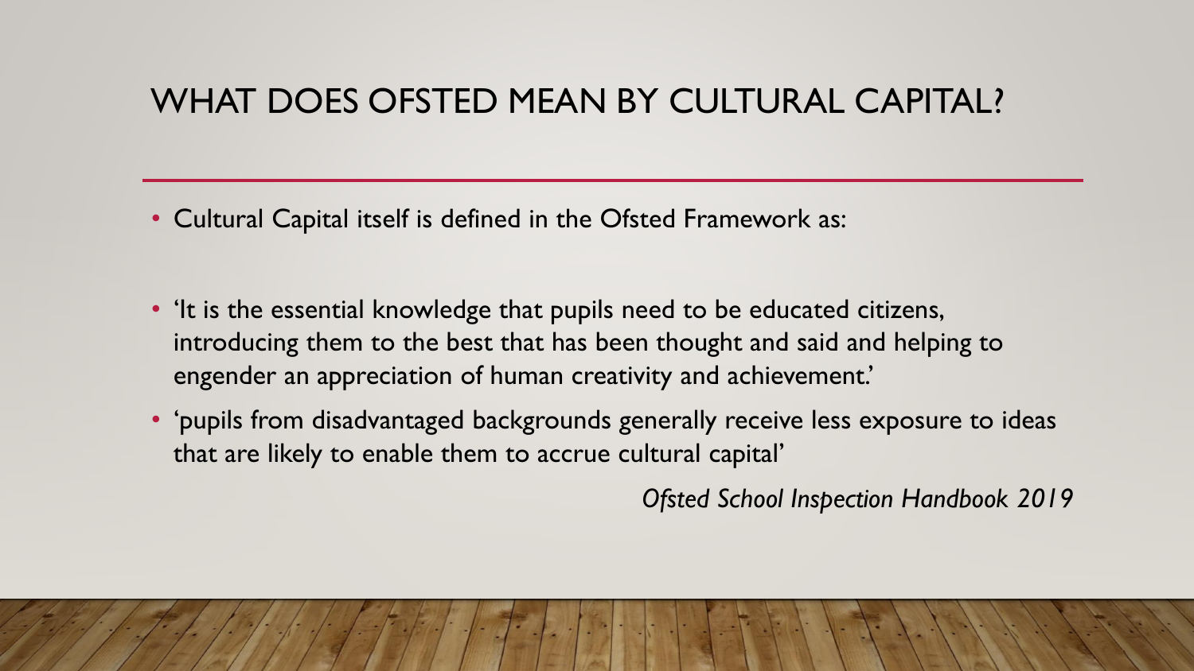## WHAT DOES OFSTED MEAN BY CULTURAL CAPITAL?

- Cultural Capital itself is defined in the Ofsted Framework as:

- 'It is the essential knowledge that pupils need to be educated citizens, introducing them to the best that has been thought and said and helping to engender an appreciation of human creativity and achievement.'
- 'pupils from disadvantaged backgrounds generally receive less exposure to ideas that are likely to enable them to accrue cultural capital'

*Ofsted School Inspection Handbook 2019*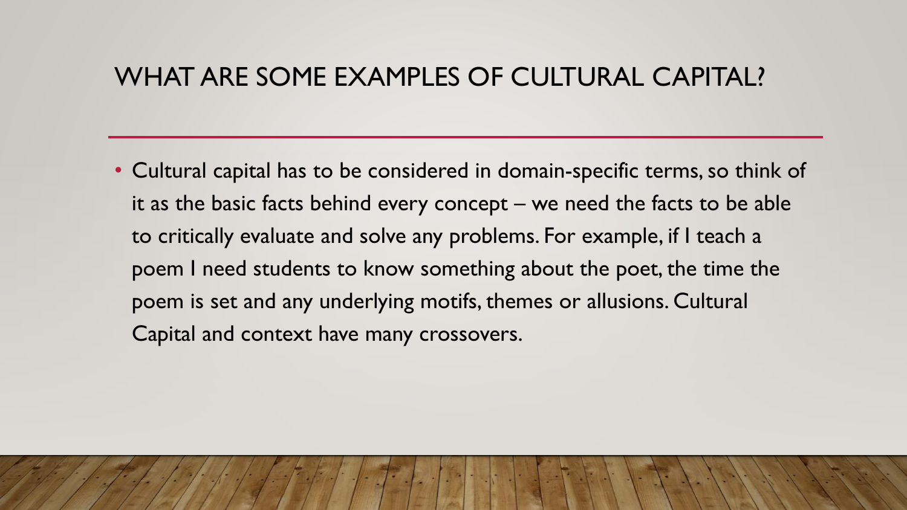## WHAT ARE SOME EXAMPLES OF CULTURAL CAPITAL?

- Cultural capital has to be considered in domain-specific terms, so think of it as the basic facts behind every concept – we need the facts to be able to critically evaluate and solve any problems. For example, if I teach a poem I need students to know something about the poet, the time the poem is set and any underlying motifs, themes or allusions. Cultural Capital and context have many crossovers.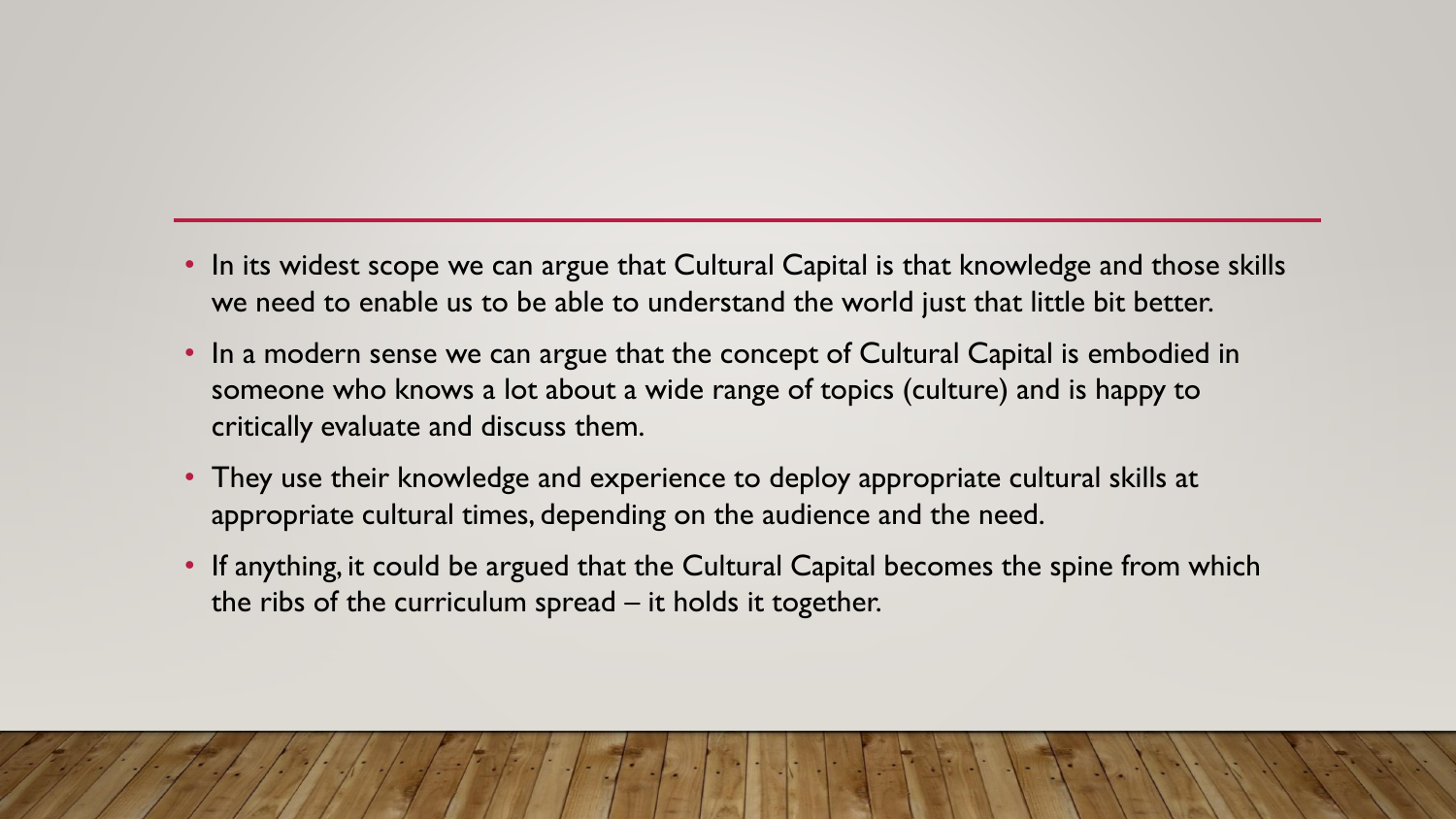- In its widest scope we can argue that Cultural Capital is that knowledge and those skills we need to enable us to be able to understand the world just that little bit better.
- In a modern sense we can argue that the concept of Cultural Capital is embodied in someone who knows a lot about a wide range of topics (culture) and is happy to critically evaluate and discuss them.
- They use their knowledge and experience to deploy appropriate cultural skills at appropriate cultural times, depending on the audience and the need.
- If anything, it could be argued that the Cultural Capital becomes the spine from which the ribs of the curriculum spread – it holds it together.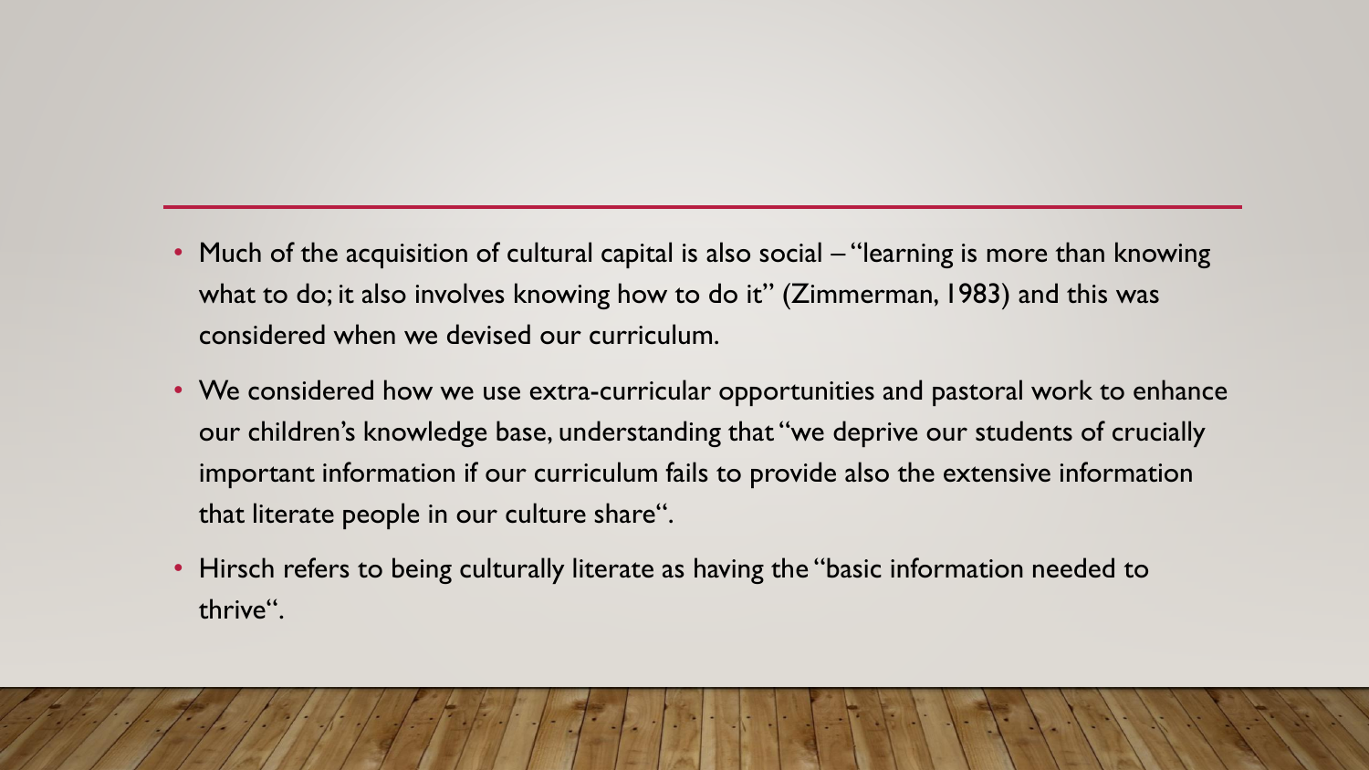- Much of the acquisition of cultural capital is also social – "learning is more than knowing what to do; it also involves knowing how to do it" (Zimmerman, 1983) and this was considered when we devised our curriculum.
- We considered how we use extra-curricular opportunities and pastoral work to enhance our children's knowledge base, understanding that "we deprive our students of crucially important information if our curriculum fails to provide also the extensive information that literate people in our culture share".
- Hirsch refers to being culturally literate as having the "basic information needed to thrive".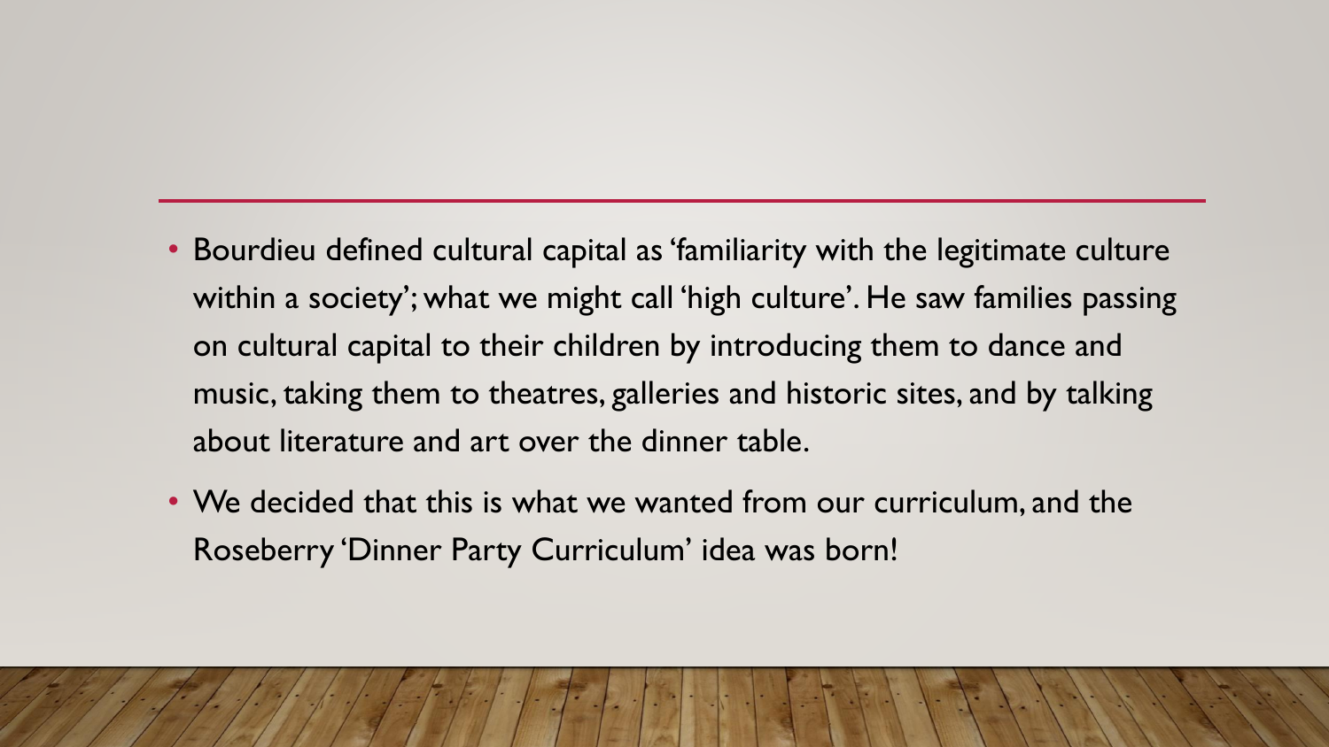- Bourdieu defined cultural capital as 'familiarity with the legitimate culture within a society'; what we might call 'high culture'. He saw families passing on cultural capital to their children by introducing them to dance and music, taking them to theatres, galleries and historic sites, and by talking about literature and art over the dinner table.
- We decided that this is what we wanted from our curriculum, and the Roseberry 'Dinner Party Curriculum' idea was born!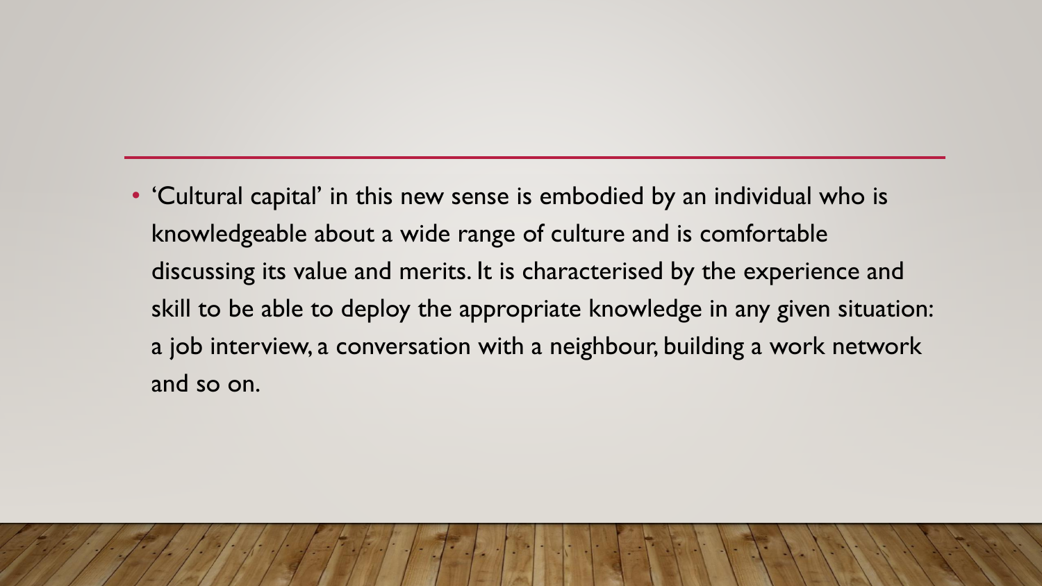- 'Cultural capital' in this new sense is embodied by an individual who is knowledgeable about a wide range of culture and is comfortable discussing its value and merits. It is characterised by the experience and skill to be able to deploy the appropriate knowledge in any given situation: a job interview, a conversation with a neighbour, building a work network and so on.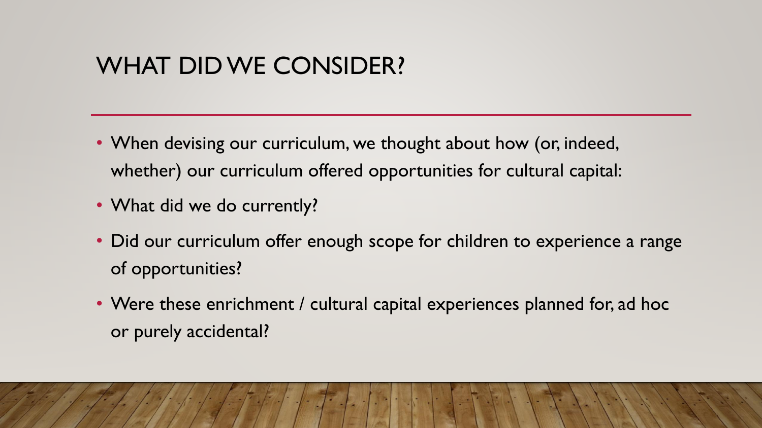# WHAT DID WE CONSIDER?

- When devising our curriculum, we thought about how (or, indeed, whether) our curriculum offered opportunities for cultural capital:
- What did we do currently?
- Did our curriculum offer enough scope for children to experience a range of opportunities?
- Were these enrichment / cultural capital experiences planned for, ad hoc or purely accidental?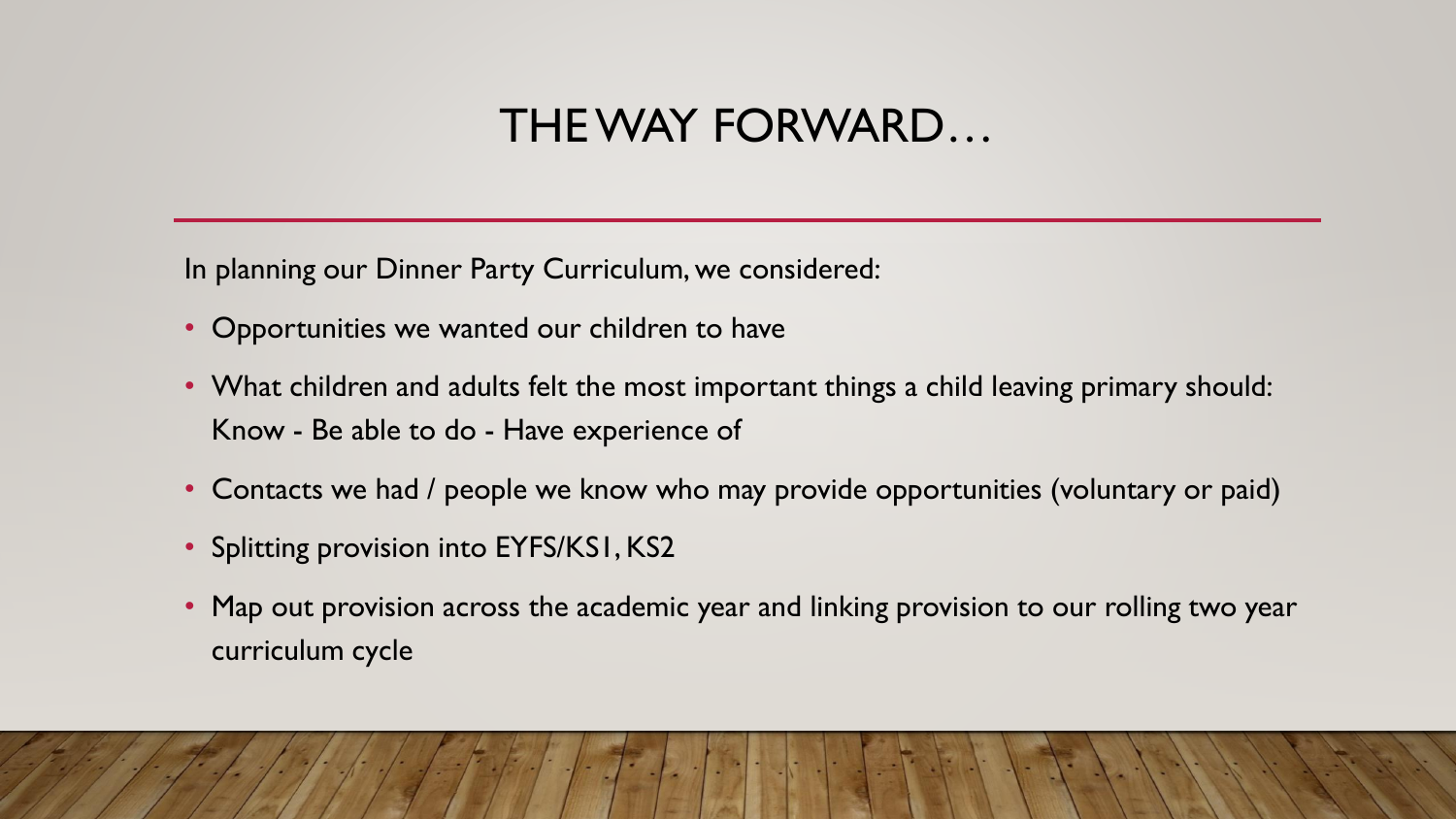# THE WAY FORWARD…

In planning our Dinner Party Curriculum, we considered:

- Opportunities we wanted our children to have
- What children and adults felt the most important things a child leaving primary should: Know - Be able to do - Have experience of
- Contacts we had / people we know who may provide opportunities (voluntary or paid)
- Splitting provision into EYFS/KS1, KS2
- Map out provision across the academic year and linking provision to our rolling two year curriculum cycle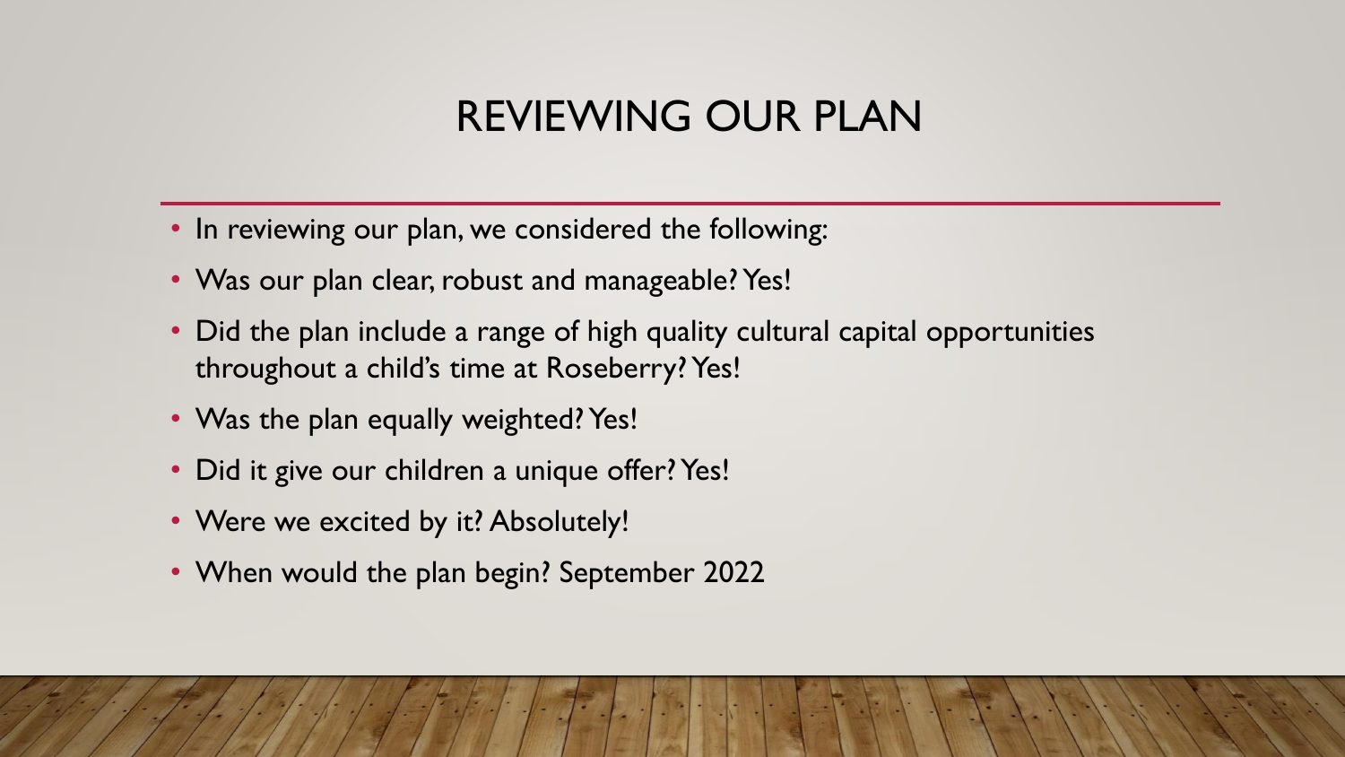# REVIEWING OUR PLAN

- In reviewing our plan, we considered the following:
- Was our plan clear, robust and manageable? Yes!
- Did the plan include a range of high quality cultural capital opportunities throughout a child's time at Roseberry? Yes!
- Was the plan equally weighted? Yes!
- Did it give our children a unique offer? Yes!
- Were we excited by it? Absolutely!
- When would the plan begin? September 2022